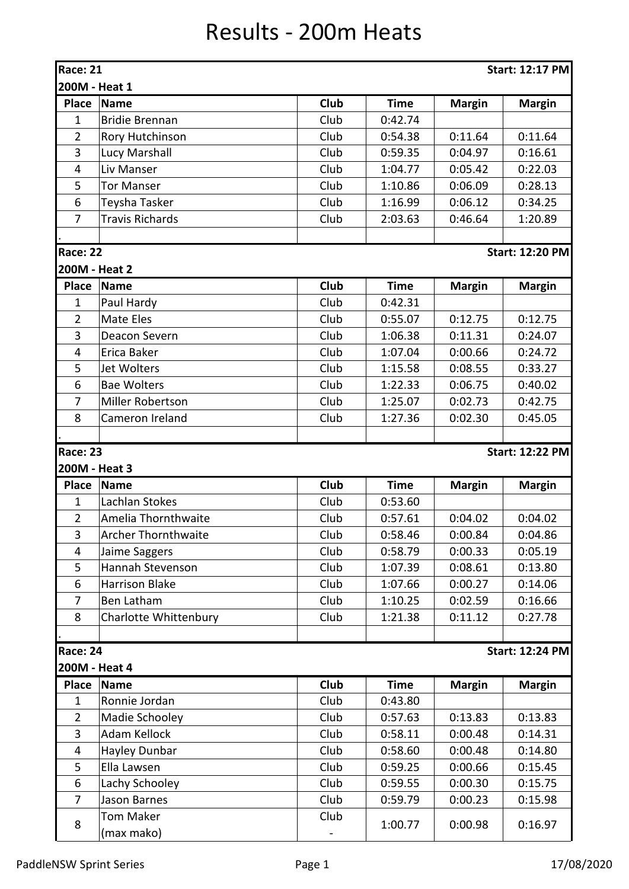# Results - 200m Heats

**Race: 21** — **Start: 12:17 PM**

**200M - Heat 1**

| Place | Name | Club | Time | Margin | Margin |
|---|---|---|---|---|---|
| 1 | Bridie Brennan | Club | 0:42.74 | | |
| 2 | Rory Hutchinson | Club | 0:54.38 | 0:11.64 | 0:11.64 |
| 3 | Lucy Marshall | Club | 0:59.35 | 0:04.97 | 0:16.61 |
| 4 | Liv Manser | Club | 1:04.77 | 0:05.42 | 0:22.03 |
| 5 | Tor Manser | Club | 1:10.86 | 0:06.09 | 0:28.13 |
| 6 | Teysha Tasker | Club | 1:16.99 | 0:06.12 | 0:34.25 |
| 7 | Travis Richards | Club | 2:03.63 | 0:46.64 | 1:20.89 |

**Race: 22** — **Start: 12:20 PM**

**200M - Heat 2**

| Place | Name | Club | Time | Margin | Margin |
|---|---|---|---|---|---|
| 1 | Paul Hardy | Club | 0:42.31 | | |
| 2 | Mate Eles | Club | 0:55.07 | 0:12.75 | 0:12.75 |
| 3 | Deacon Severn | Club | 1:06.38 | 0:11.31 | 0:24.07 |
| 4 | Erica Baker | Club | 1:07.04 | 0:00.66 | 0:24.72 |
| 5 | Jet Wolters | Club | 1:15.58 | 0:08.55 | 0:33.27 |
| 6 | Bae Wolters | Club | 1:22.33 | 0:06.75 | 0:40.02 |
| 7 | Miller Robertson | Club | 1:25.07 | 0:02.73 | 0:42.75 |
| 8 | Cameron Ireland | Club | 1:27.36 | 0:02.30 | 0:45.05 |

**Race: 23** — **Start: 12:22 PM**

**200M - Heat 3**

| Place | Name | Club | Time | Margin | Margin |
|---|---|---|---|---|---|
| 1 | Lachlan Stokes | Club | 0:53.60 | | |
| 2 | Amelia Thornthwaite | Club | 0:57.61 | 0:04.02 | 0:04.02 |
| 3 | Archer Thornthwaite | Club | 0:58.46 | 0:00.84 | 0:04.86 |
| 4 | Jaime Saggers | Club | 0:58.79 | 0:00.33 | 0:05.19 |
| 5 | Hannah Stevenson | Club | 1:07.39 | 0:08.61 | 0:13.80 |
| 6 | Harrison Blake | Club | 1:07.66 | 0:00.27 | 0:14.06 |
| 7 | Ben Latham | Club | 1:10.25 | 0:02.59 | 0:16.66 |
| 8 | Charlotte Whittenbury | Club | 1:21.38 | 0:11.12 | 0:27.78 |

**Race: 24** — **Start: 12:24 PM**

**200M - Heat 4**

| Place | Name | Club | Time | Margin | Margin |
|---|---|---|---|---|---|
| 1 | Ronnie Jordan | Club | 0:43.80 | | |
| 2 | Madie Schooley | Club | 0:57.63 | 0:13.83 | 0:13.83 |
| 3 | Adam Kellock | Club | 0:58.11 | 0:00.48 | 0:14.31 |
| 4 | Hayley Dunbar | Club | 0:58.60 | 0:00.48 | 0:14.80 |
| 5 | Ella Lawsen | Club | 0:59.25 | 0:00.66 | 0:15.45 |
| 6 | Lachy Schooley | Club | 0:59.55 | 0:00.30 | 0:15.75 |
| 7 | Jason Barnes | Club | 0:59.79 | 0:00.23 | 0:15.98 |
| 8 | Tom Maker (max mako) | Club - | 1:00.77 | 0:00.98 | 0:16.97 |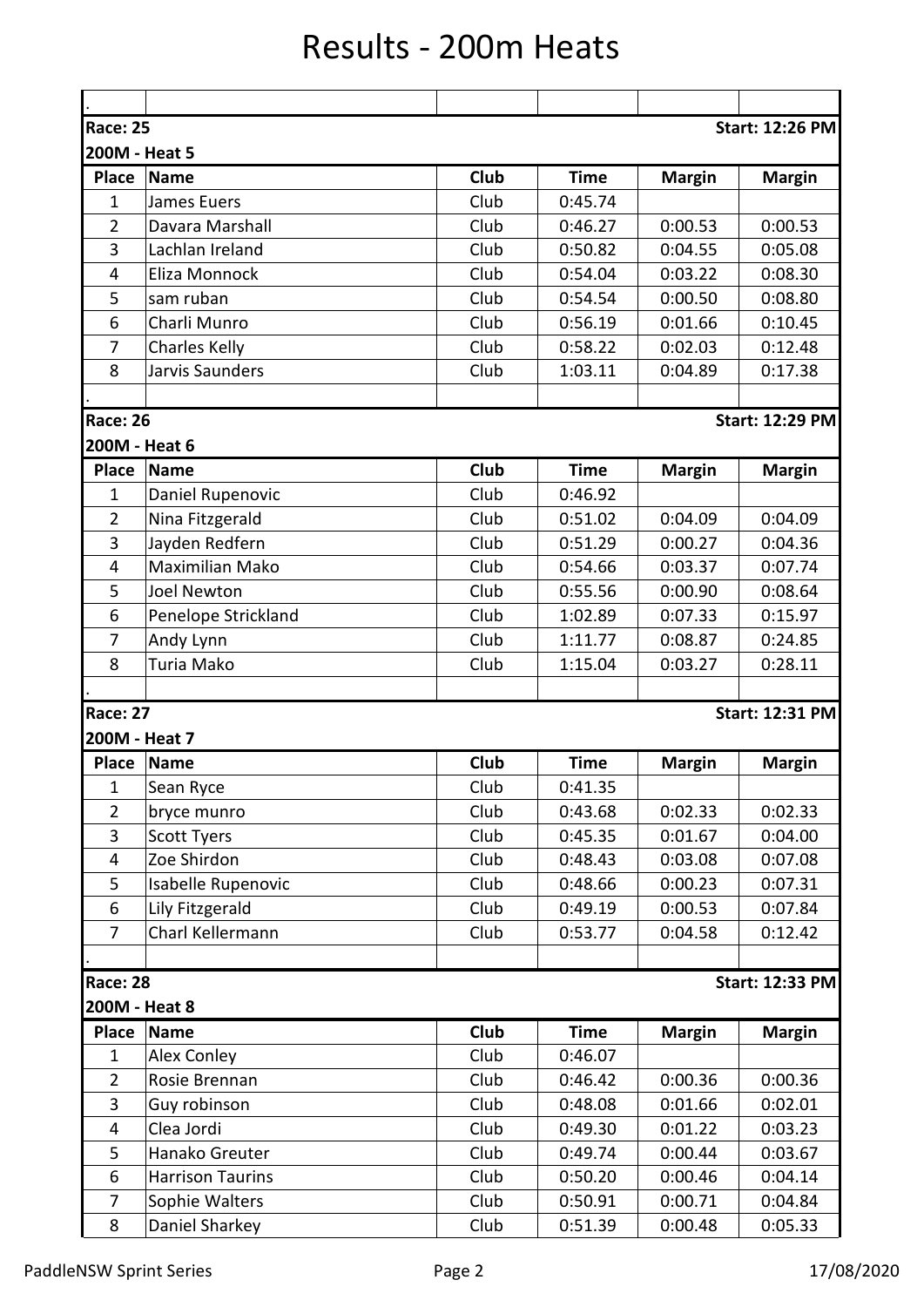# Results - 200m Heats

**Race: 25** — **Start: 12:26 PM**

**200M - Heat 5**

| Place | Name | Club | Time | Margin | Margin |
|---|---|---|---|---|---|
| 1 | James Euers | Club | 0:45.74 | | |
| 2 | Davara Marshall | Club | 0:46.27 | 0:00.53 | 0:00.53 |
| 3 | Lachlan Ireland | Club | 0:50.82 | 0:04.55 | 0:05.08 |
| 4 | Eliza Monnock | Club | 0:54.04 | 0:03.22 | 0:08.30 |
| 5 | sam ruban | Club | 0:54.54 | 0:00.50 | 0:08.80 |
| 6 | Charli Munro | Club | 0:56.19 | 0:01.66 | 0:10.45 |
| 7 | Charles Kelly | Club | 0:58.22 | 0:02.03 | 0:12.48 |
| 8 | Jarvis Saunders | Club | 1:03.11 | 0:04.89 | 0:17.38 |

**Race: 26** — **Start: 12:29 PM**

**200M - Heat 6**

| Place | Name | Club | Time | Margin | Margin |
|---|---|---|---|---|---|
| 1 | Daniel Rupenovic | Club | 0:46.92 | | |
| 2 | Nina Fitzgerald | Club | 0:51.02 | 0:04.09 | 0:04.09 |
| 3 | Jayden Redfern | Club | 0:51.29 | 0:00.27 | 0:04.36 |
| 4 | Maximilian Mako | Club | 0:54.66 | 0:03.37 | 0:07.74 |
| 5 | Joel Newton | Club | 0:55.56 | 0:00.90 | 0:08.64 |
| 6 | Penelope Strickland | Club | 1:02.89 | 0:07.33 | 0:15.97 |
| 7 | Andy Lynn | Club | 1:11.77 | 0:08.87 | 0:24.85 |
| 8 | Turia Mako | Club | 1:15.04 | 0:03.27 | 0:28.11 |

**Race: 27** — **Start: 12:31 PM**

**200M - Heat 7**

| Place | Name | Club | Time | Margin | Margin |
|---|---|---|---|---|---|
| 1 | Sean Ryce | Club | 0:41.35 | | |
| 2 | bryce munro | Club | 0:43.68 | 0:02.33 | 0:02.33 |
| 3 | Scott Tyers | Club | 0:45.35 | 0:01.67 | 0:04.00 |
| 4 | Zoe Shirdon | Club | 0:48.43 | 0:03.08 | 0:07.08 |
| 5 | Isabelle Rupenovic | Club | 0:48.66 | 0:00.23 | 0:07.31 |
| 6 | Lily Fitzgerald | Club | 0:49.19 | 0:00.53 | 0:07.84 |
| 7 | Charl Kellermann | Club | 0:53.77 | 0:04.58 | 0:12.42 |

**Race: 28** — **Start: 12:33 PM**

**200M - Heat 8**

| Place | Name | Club | Time | Margin | Margin |
|---|---|---|---|---|---|
| 1 | Alex Conley | Club | 0:46.07 | | |
| 2 | Rosie Brennan | Club | 0:46.42 | 0:00.36 | 0:00.36 |
| 3 | Guy robinson | Club | 0:48.08 | 0:01.66 | 0:02.01 |
| 4 | Clea Jordi | Club | 0:49.30 | 0:01.22 | 0:03.23 |
| 5 | Hanako Greuter | Club | 0:49.74 | 0:00.44 | 0:03.67 |
| 6 | Harrison Taurins | Club | 0:50.20 | 0:00.46 | 0:04.14 |
| 7 | Sophie Walters | Club | 0:50.91 | 0:00.71 | 0:04.84 |
| 8 | Daniel Sharkey | Club | 0:51.39 | 0:00.48 | 0:05.33 |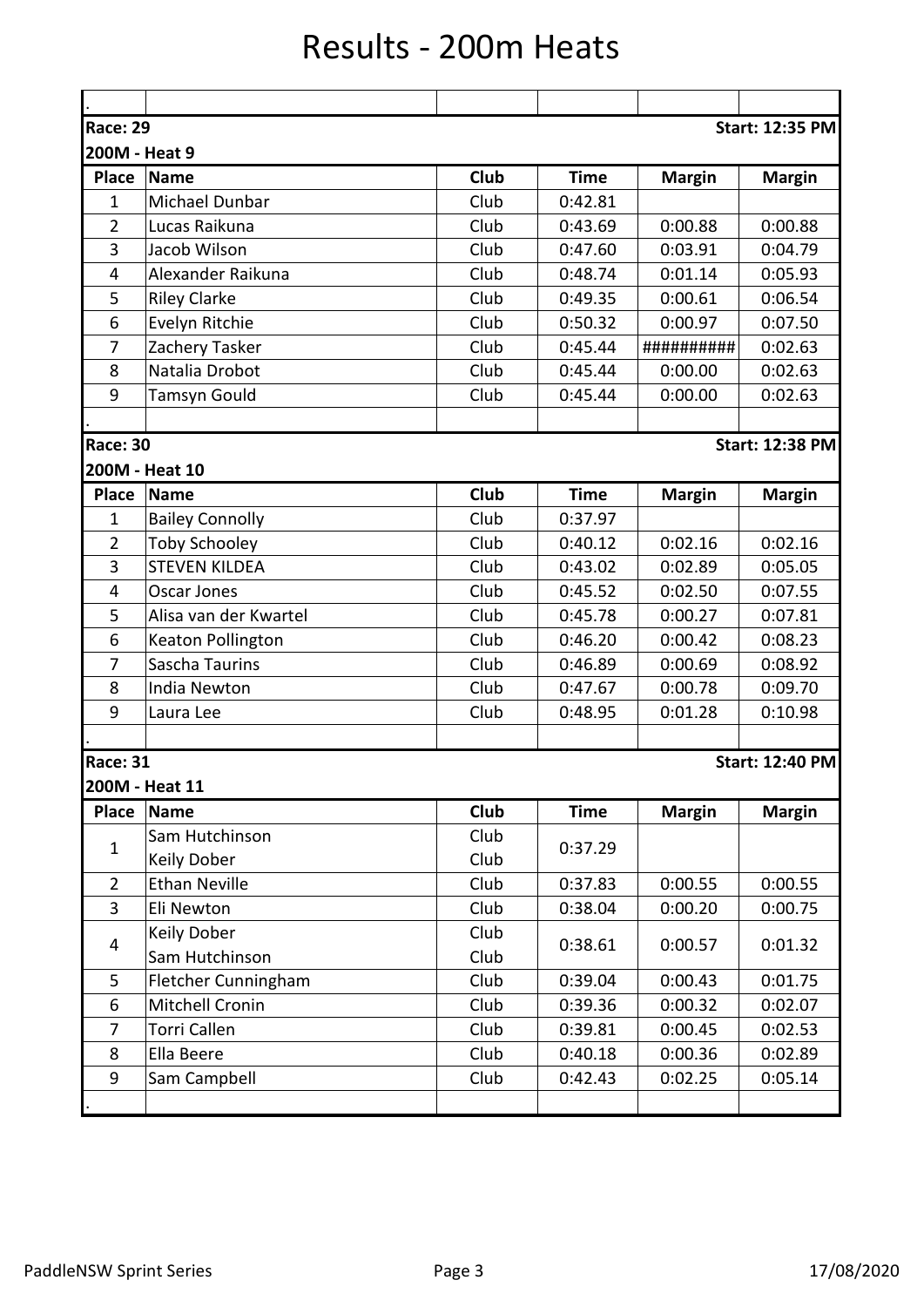# Results - 200m Heats

| | | | | | |
|---|---|---|---|---|---|
| . | | | | | |
| **Race: 29** | | | | | **Start: 12:35 PM** |
| **200M - Heat 9** | | | | | |
| **Place** | **Name** | **Club** | **Time** | **Margin** | **Margin** |
| 1 | Michael Dunbar | Club | 0:42.81 | | |
| 2 | Lucas Raikuna | Club | 0:43.69 | 0:00.88 | 0:00.88 |
| 3 | Jacob Wilson | Club | 0:47.60 | 0:03.91 | 0:04.79 |
| 4 | Alexander Raikuna | Club | 0:48.74 | 0:01.14 | 0:05.93 |
| 5 | Riley Clarke | Club | 0:49.35 | 0:00.61 | 0:06.54 |
| 6 | Evelyn Ritchie | Club | 0:50.32 | 0:00.97 | 0:07.50 |
| 7 | Zachery Tasker | Club | 0:45.44 | ########## | 0:02.63 |
| 8 | Natalia Drobot | Club | 0:45.44 | 0:00.00 | 0:02.63 |
| 9 | Tamsyn Gould | Club | 0:45.44 | 0:00.00 | 0:02.63 |
| . | | | | | |
| **Race: 30** | | | | | **Start: 12:38 PM** |
| **200M - Heat 10** | | | | | |
| **Place** | **Name** | **Club** | **Time** | **Margin** | **Margin** |
| 1 | Bailey Connolly | Club | 0:37.97 | | |
| 2 | Toby Schooley | Club | 0:40.12 | 0:02.16 | 0:02.16 |
| 3 | STEVEN KILDEA | Club | 0:43.02 | 0:02.89 | 0:05.05 |
| 4 | Oscar Jones | Club | 0:45.52 | 0:02.50 | 0:07.55 |
| 5 | Alisa van der Kwartel | Club | 0:45.78 | 0:00.27 | 0:07.81 |
| 6 | Keaton Pollington | Club | 0:46.20 | 0:00.42 | 0:08.23 |
| 7 | Sascha Taurins | Club | 0:46.89 | 0:00.69 | 0:08.92 |
| 8 | India Newton | Club | 0:47.67 | 0:00.78 | 0:09.70 |
| 9 | Laura Lee | Club | 0:48.95 | 0:01.28 | 0:10.98 |
| . | | | | | |
| **Race: 31** | | | | | **Start: 12:40 PM** |
| **200M - Heat 11** | | | | | |
| **Place** | **Name** | **Club** | **Time** | **Margin** | **Margin** |
| 1 | Sam Hutchinson<br>Keily Dober | Club<br>Club | 0:37.29 | | |
| 2 | Ethan Neville | Club | 0:37.83 | 0:00.55 | 0:00.55 |
| 3 | Eli Newton | Club | 0:38.04 | 0:00.20 | 0:00.75 |
| 4 | Keily Dober<br>Sam Hutchinson | Club<br>Club | 0:38.61 | 0:00.57 | 0:01.32 |
| 5 | Fletcher Cunningham | Club | 0:39.04 | 0:00.43 | 0:01.75 |
| 6 | Mitchell Cronin | Club | 0:39.36 | 0:00.32 | 0:02.07 |
| 7 | Torri Callen | Club | 0:39.81 | 0:00.45 | 0:02.53 |
| 8 | Ella Beere | Club | 0:40.18 | 0:00.36 | 0:02.89 |
| 9 | Sam Campbell | Club | 0:42.43 | 0:02.25 | 0:05.14 |
| . | | | | | |

PaddleNSW Sprint Series 17/08/2020